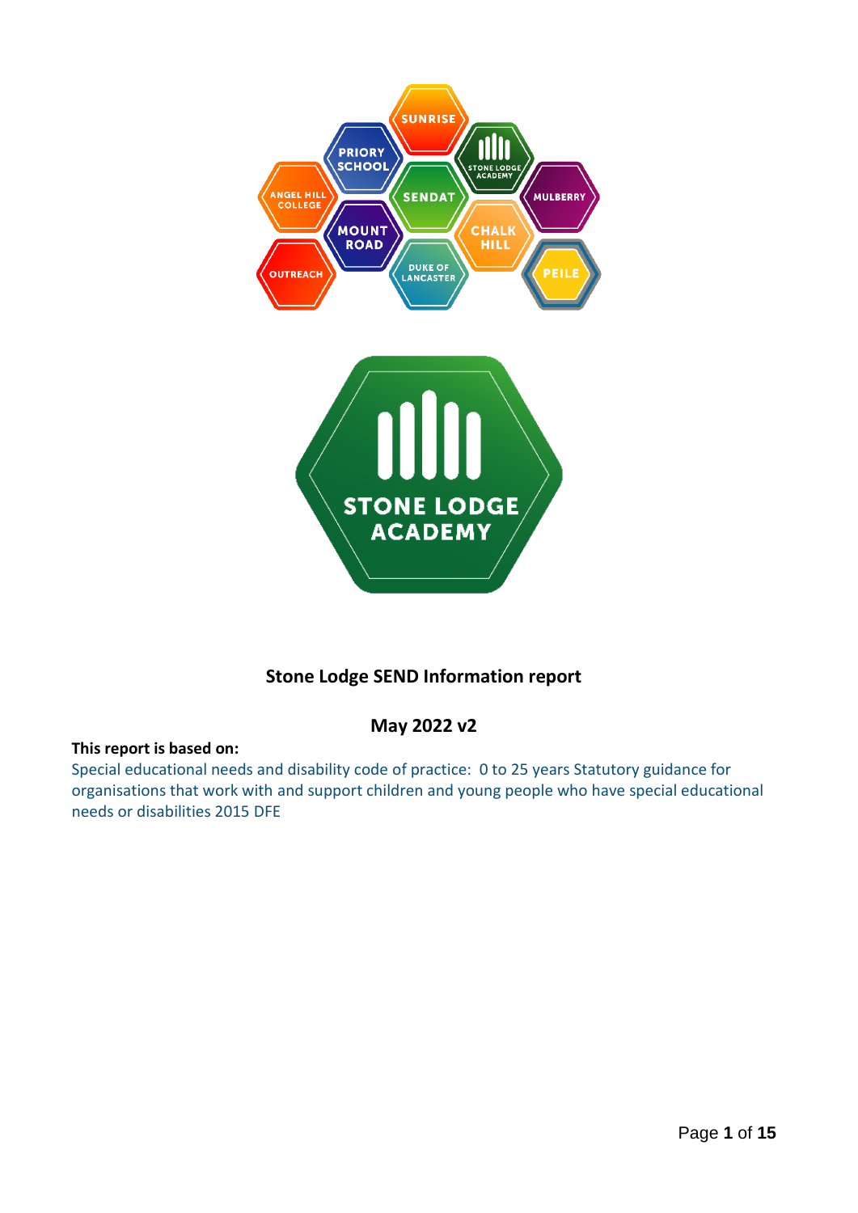# Stone Lodge SEND Information report

## May 2022 v2

**This report is based on:**

Special educational needs and disability code of practice: 0 to 25 years Statutory guidance for organisations that work with and support children and young people who have special educational needs or disabilities 2015 DFE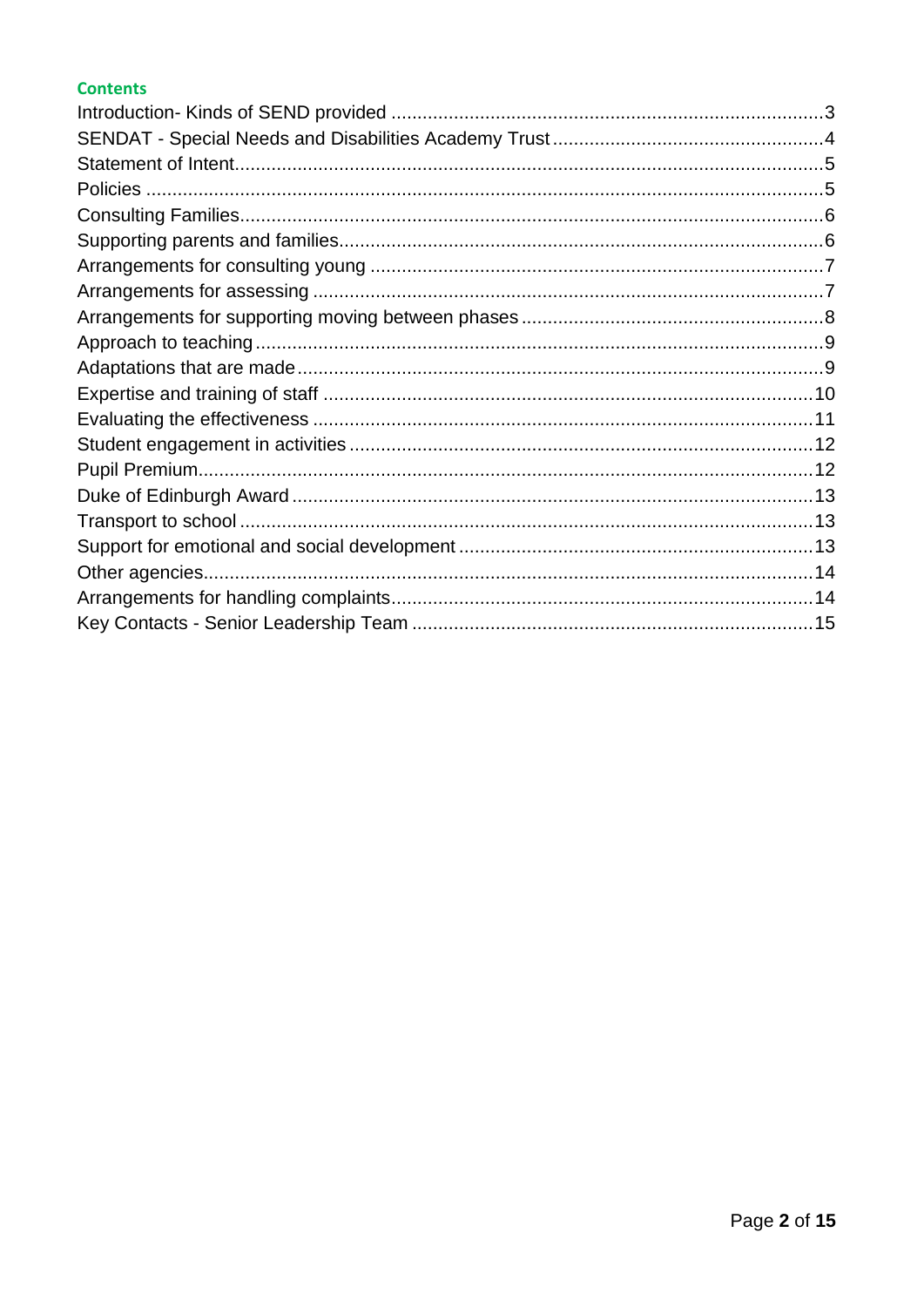## Contents

- Introduction- Kinds of SEND provided ... 3
- SENDAT - Special Needs and Disabilities Academy Trust ... 4
- Statement of Intent ... 5
- Policies ... 5
- Consulting Families ... 6
- Supporting parents and families ... 6
- Arrangements for consulting young ... 7
- Arrangements for assessing ... 7
- Arrangements for supporting moving between phases ... 8
- Approach to teaching ... 9
- Adaptations that are made ... 9
- Expertise and training of staff ... 10
- Evaluating the effectiveness ... 11
- Student engagement in activities ... 12
- Pupil Premium ... 12
- Duke of Edinburgh Award ... 13
- Transport to school ... 13
- Support for emotional and social development ... 13
- Other agencies ... 14
- Arrangements for handling complaints ... 14
- Key Contacts - Senior Leadership Team ... 15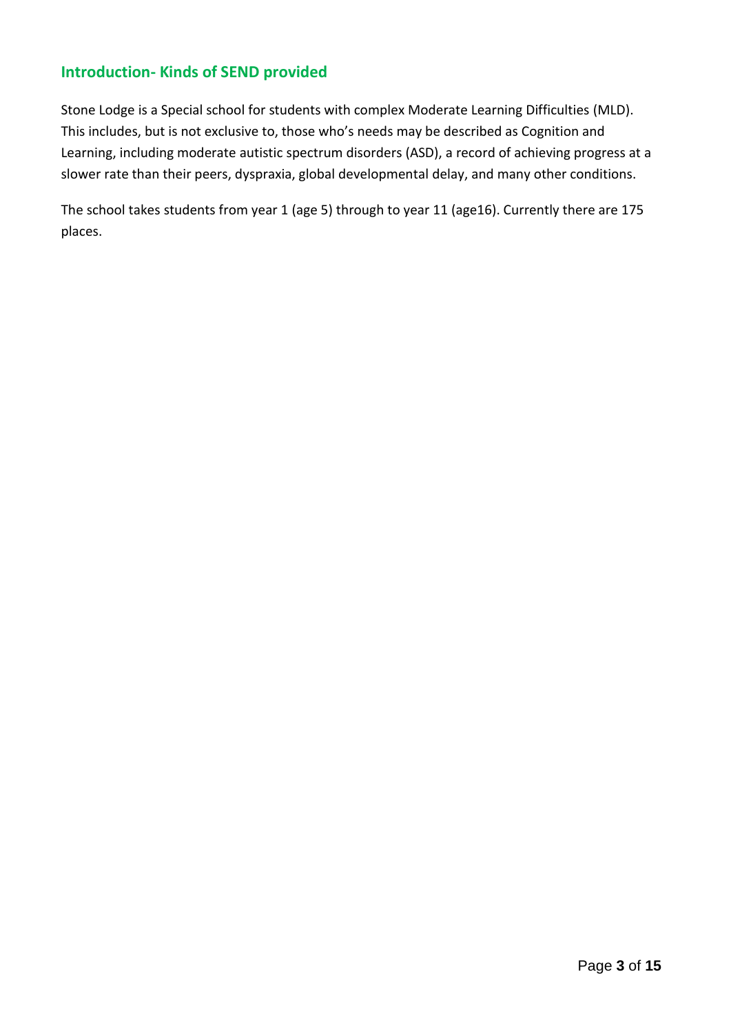## Introduction- Kinds of SEND provided

Stone Lodge is a Special school for students with complex Moderate Learning Difficulties (MLD). This includes, but is not exclusive to, those who's needs may be described as Cognition and Learning, including moderate autistic spectrum disorders (ASD), a record of achieving progress at a slower rate than their peers, dyspraxia, global developmental delay, and many other conditions.

The school takes students from year 1 (age 5) through to year 11 (age16). Currently there are 175 places.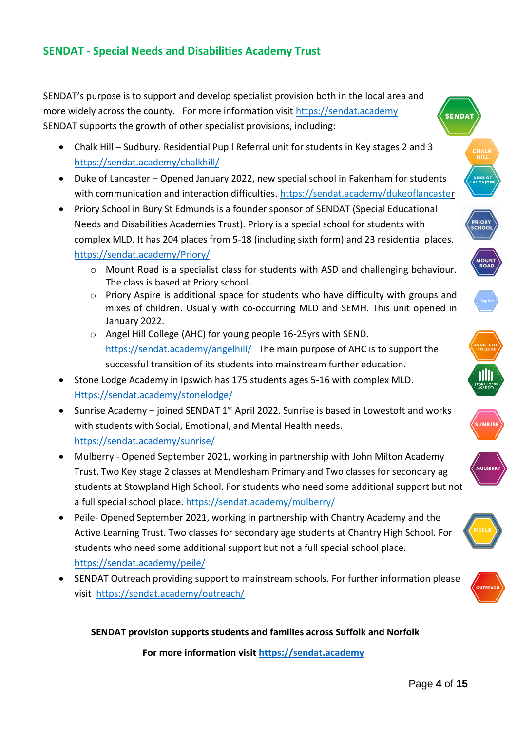## SENDAT - Special Needs and Disabilities Academy Trust

SENDAT's purpose is to support and develop specialist provision both in the local area and more widely across the county. For more information visit https://sendat.academy
SENDAT supports the growth of other specialist provisions, including:

- Chalk Hill – Sudbury. Residential Pupil Referral unit for students in Key stages 2 and 3 https://sendat.academy/chalkhill/
- Duke of Lancaster – Opened January 2022, new special school in Fakenham for students with communication and interaction difficulties. https://sendat.academy/dukeoflancaster
- Priory School in Bury St Edmunds is a founder sponsor of SENDAT (Special Educational Needs and Disabilities Academies Trust). Priory is a special school for students with complex MLD. It has 204 places from 5-18 (including sixth form) and 23 residential places. https://sendat.academy/Priory/
    - Mount Road is a specialist class for students with ASD and challenging behaviour. The class is based at Priory school.
    - Priory Aspire is additional space for students who have difficulty with groups and mixes of children. Usually with co-occurring MLD and SEMH. This unit opened in January 2022.
    - Angel Hill College (AHC) for young people 16-25yrs with SEND. https://sendat.academy/angelhill/ The main purpose of AHC is to support the successful transition of its students into mainstream further education.
- Stone Lodge Academy in Ipswich has 175 students ages 5-16 with complex MLD. Https://sendat.academy/stonelodge/
- Sunrise Academy – joined SENDAT 1st April 2022. Sunrise is based in Lowestoft and works with students with Social, Emotional, and Mental Health needs. https://sendat.academy/sunrise/
- Mulberry - Opened September 2021, working in partnership with John Milton Academy Trust. Two Key stage 2 classes at Mendlesham Primary and Two classes for secondary ag students at Stowpland High School. For students who need some additional support but not a full special school place. https://sendat.academy/mulberry/
- Peile- Opened September 2021, working in partnership with Chantry Academy and the Active Learning Trust. Two classes for secondary age students at Chantry High School. For students who need some additional support but not a full special school place. https://sendat.academy/peile/
- SENDAT Outreach providing support to mainstream schools. For further information please visit https://sendat.academy/outreach/

**SENDAT provision supports students and families across Suffolk and Norfolk**

**For more information visit https://sendat.academy**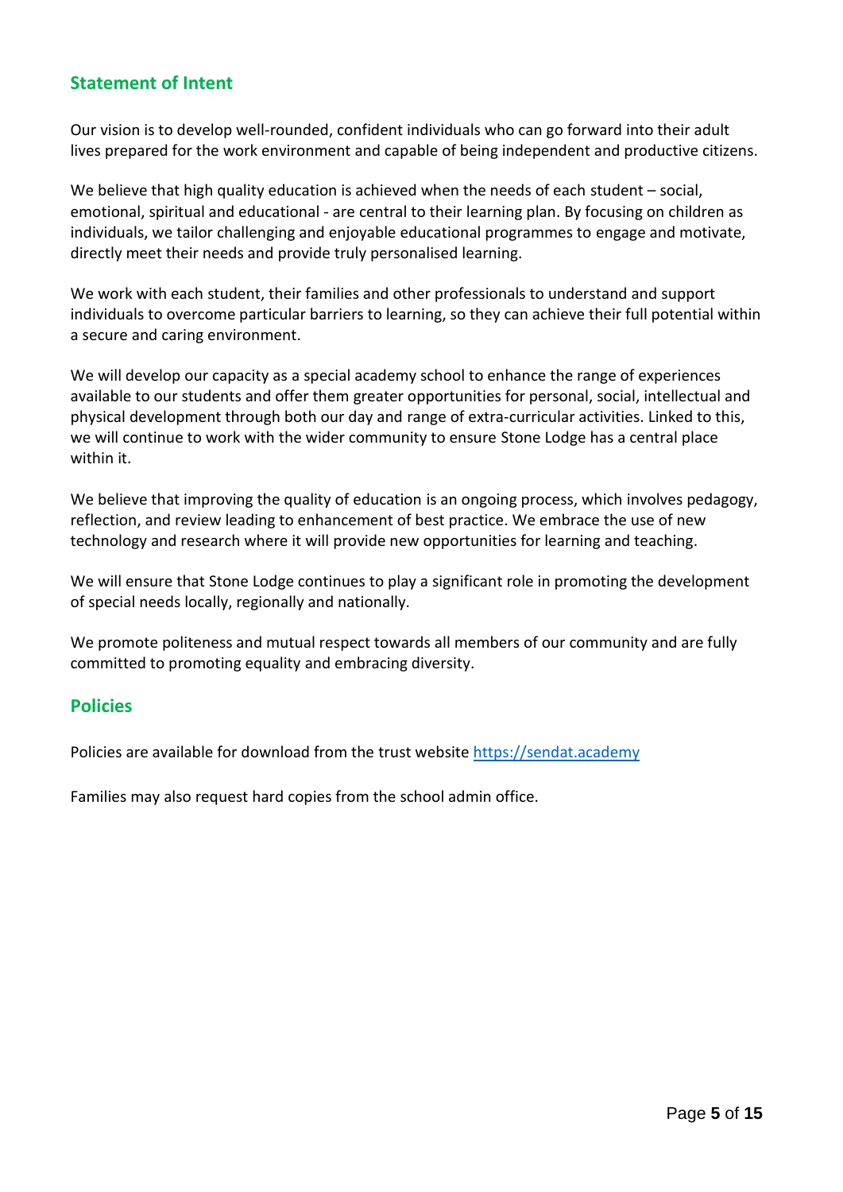## Statement of Intent

Our vision is to develop well-rounded, confident individuals who can go forward into their adult lives prepared for the work environment and capable of being independent and productive citizens.

We believe that high quality education is achieved when the needs of each student – social, emotional, spiritual and educational - are central to their learning plan. By focusing on children as individuals, we tailor challenging and enjoyable educational programmes to engage and motivate, directly meet their needs and provide truly personalised learning.

We work with each student, their families and other professionals to understand and support individuals to overcome particular barriers to learning, so they can achieve their full potential within a secure and caring environment.

We will develop our capacity as a special academy school to enhance the range of experiences available to our students and offer them greater opportunities for personal, social, intellectual and physical development through both our day and range of extra-curricular activities. Linked to this, we will continue to work with the wider community to ensure Stone Lodge has a central place within it.

We believe that improving the quality of education is an ongoing process, which involves pedagogy, reflection, and review leading to enhancement of best practice. We embrace the use of new technology and research where it will provide new opportunities for learning and teaching.

We will ensure that Stone Lodge continues to play a significant role in promoting the development of special needs locally, regionally and nationally.

We promote politeness and mutual respect towards all members of our community and are fully committed to promoting equality and embracing diversity.

## Policies

Policies are available for download from the trust website [https://sendat.academy](https://sendat.academy)

Families may also request hard copies from the school admin office.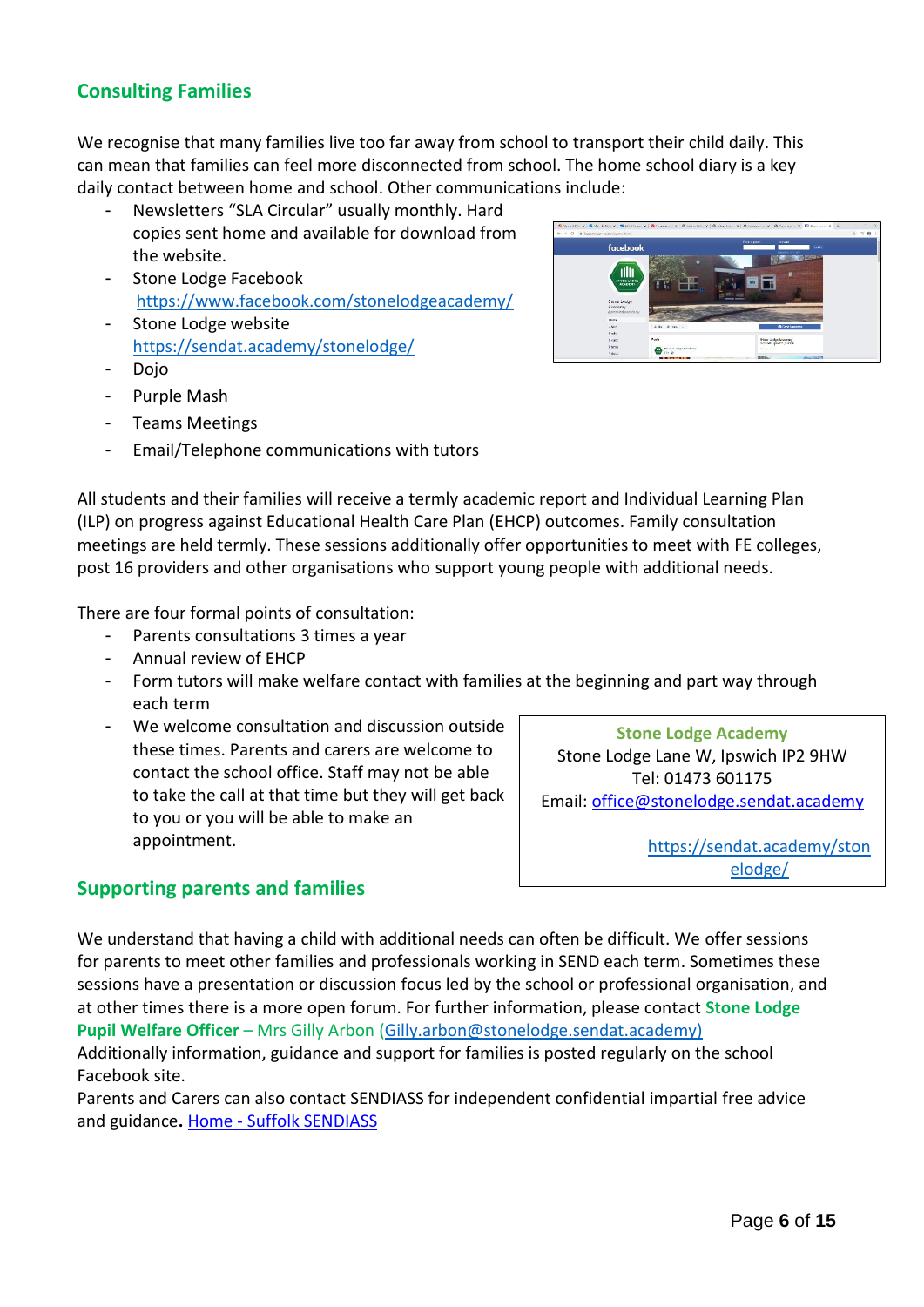## Consulting Families

We recognise that many families live too far away from school to transport their child daily. This can mean that families can feel more disconnected from school. The home school diary is a key daily contact between home and school. Other communications include:

- Newsletters "SLA Circular" usually monthly. Hard copies sent home and available for download from the website.
- Stone Lodge Facebook https://www.facebook.com/stonelodgeacademy/
- Stone Lodge website https://sendat.academy/stonelodge/
- Dojo
- Purple Mash
- Teams Meetings
- Email/Telephone communications with tutors

All students and their families will receive a termly academic report and Individual Learning Plan (ILP) on progress against Educational Health Care Plan (EHCP) outcomes. Family consultation meetings are held termly. These sessions additionally offer opportunities to meet with FE colleges, post 16 providers and other organisations who support young people with additional needs.

There are four formal points of consultation:

- Parents consultations 3 times a year
- Annual review of EHCP
- Form tutors will make welfare contact with families at the beginning and part way through each term
- We welcome consultation and discussion outside these times. Parents and carers are welcome to contact the school office. Staff may not be able to take the call at that time but they will get back to you or you will be able to make an appointment.

**Stone Lodge Academy**
Stone Lodge Lane W, Ipswich IP2 9HW
Tel: 01473 601175
Email: office@stonelodge.sendat.academy

https://sendat.academy/stonelodge/

## Supporting parents and families

We understand that having a child with additional needs can often be difficult. We offer sessions for parents to meet other families and professionals working in SEND each term. Sometimes these sessions have a presentation or discussion focus led by the school or professional organisation, and at other times there is a more open forum. For further information, please contact **Stone Lodge Pupil Welfare Officer** – Mrs Gilly Arbon (Gilly.arbon@stonelodge.sendat.academy)
Additionally information, guidance and support for families is posted regularly on the school Facebook site.
Parents and Carers can also contact SENDIASS for independent confidential impartial free advice and guidance**.** Home - Suffolk SENDIASS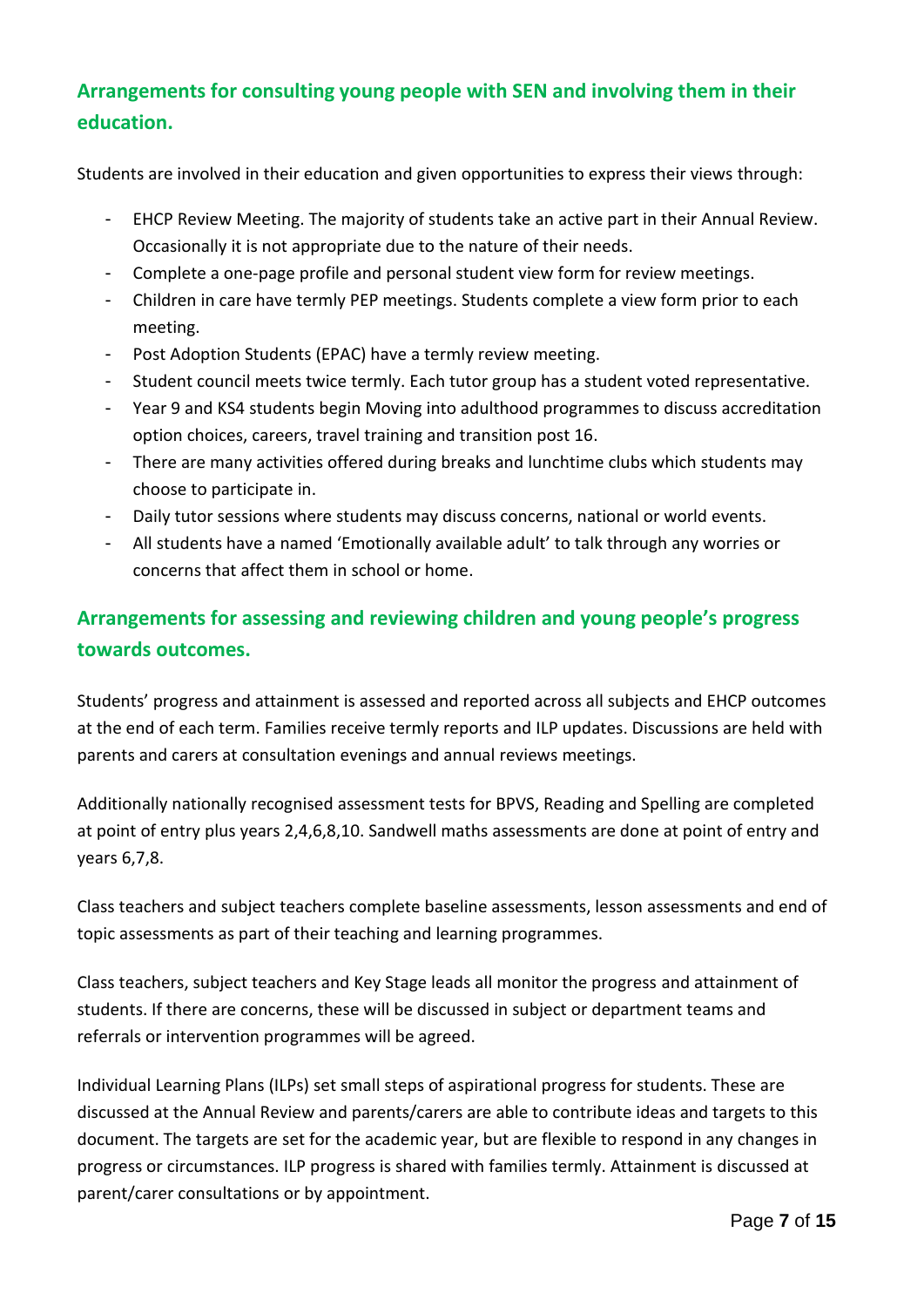## Arrangements for consulting young people with SEN and involving them in their education.

Students are involved in their education and given opportunities to express their views through:

- EHCP Review Meeting. The majority of students take an active part in their Annual Review. Occasionally it is not appropriate due to the nature of their needs.
- Complete a one-page profile and personal student view form for review meetings.
- Children in care have termly PEP meetings. Students complete a view form prior to each meeting.
- Post Adoption Students (EPAC) have a termly review meeting.
- Student council meets twice termly. Each tutor group has a student voted representative.
- Year 9 and KS4 students begin Moving into adulthood programmes to discuss accreditation option choices, careers, travel training and transition post 16.
- There are many activities offered during breaks and lunchtime clubs which students may choose to participate in.
- Daily tutor sessions where students may discuss concerns, national or world events.
- All students have a named 'Emotionally available adult' to talk through any worries or concerns that affect them in school or home.

## Arrangements for assessing and reviewing children and young people's progress towards outcomes.

Students' progress and attainment is assessed and reported across all subjects and EHCP outcomes at the end of each term. Families receive termly reports and ILP updates. Discussions are held with parents and carers at consultation evenings and annual reviews meetings.

Additionally nationally recognised assessment tests for BPVS, Reading and Spelling are completed at point of entry plus years 2,4,6,8,10. Sandwell maths assessments are done at point of entry and years 6,7,8.

Class teachers and subject teachers complete baseline assessments, lesson assessments and end of topic assessments as part of their teaching and learning programmes.

Class teachers, subject teachers and Key Stage leads all monitor the progress and attainment of students. If there are concerns, these will be discussed in subject or department teams and referrals or intervention programmes will be agreed.

Individual Learning Plans (ILPs) set small steps of aspirational progress for students. These are discussed at the Annual Review and parents/carers are able to contribute ideas and targets to this document. The targets are set for the academic year, but are flexible to respond in any changes in progress or circumstances. ILP progress is shared with families termly. Attainment is discussed at parent/carer consultations or by appointment.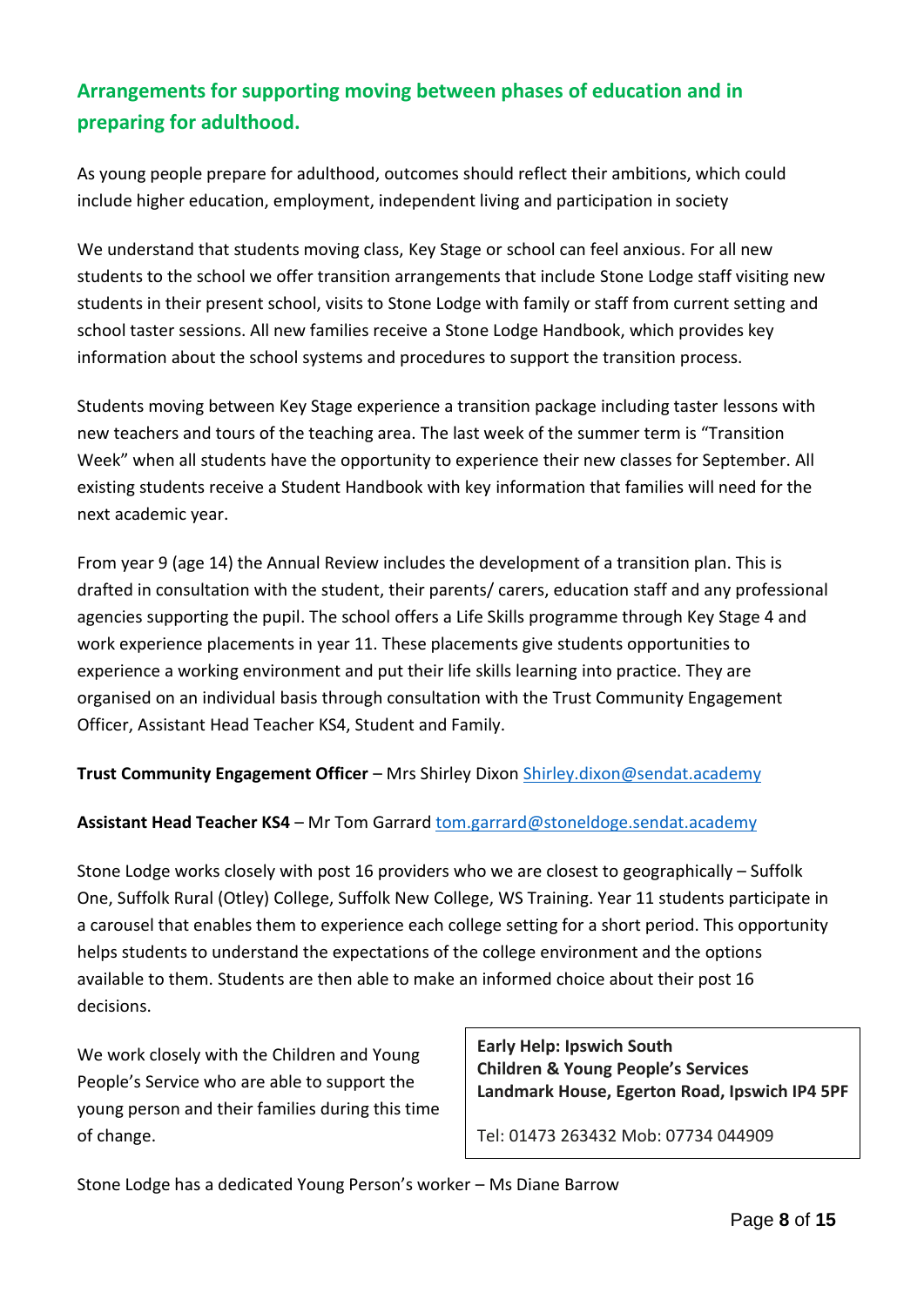## Arrangements for supporting moving between phases of education and in preparing for adulthood.

As young people prepare for adulthood, outcomes should reflect their ambitions, which could include higher education, employment, independent living and participation in society

We understand that students moving class, Key Stage or school can feel anxious. For all new students to the school we offer transition arrangements that include Stone Lodge staff visiting new students in their present school, visits to Stone Lodge with family or staff from current setting and school taster sessions. All new families receive a Stone Lodge Handbook, which provides key information about the school systems and procedures to support the transition process.

Students moving between Key Stage experience a transition package including taster lessons with new teachers and tours of the teaching area. The last week of the summer term is "Transition Week" when all students have the opportunity to experience their new classes for September. All existing students receive a Student Handbook with key information that families will need for the next academic year.

From year 9 (age 14) the Annual Review includes the development of a transition plan. This is drafted in consultation with the student, their parents/ carers, education staff and any professional agencies supporting the pupil. The school offers a Life Skills programme through Key Stage 4 and work experience placements in year 11. These placements give students opportunities to experience a working environment and put their life skills learning into practice. They are organised on an individual basis through consultation with the Trust Community Engagement Officer, Assistant Head Teacher KS4, Student and Family.

**Trust Community Engagement Officer** – Mrs Shirley Dixon Shirley.dixon@sendat.academy

**Assistant Head Teacher KS4** – Mr Tom Garrard tom.garrard@stoneldoge.sendat.academy

Stone Lodge works closely with post 16 providers who we are closest to geographically – Suffolk One, Suffolk Rural (Otley) College, Suffolk New College, WS Training. Year 11 students participate in a carousel that enables them to experience each college setting for a short period. This opportunity helps students to understand the expectations of the college environment and the options available to them. Students are then able to make an informed choice about their post 16 decisions.

We work closely with the Children and Young People's Service who are able to support the young person and their families during this time of change.

**Early Help: Ipswich South**
**Children & Young People's Services**
**Landmark House, Egerton Road, Ipswich IP4 5PF**

Tel: 01473 263432 Mob: 07734 044909

Stone Lodge has a dedicated Young Person's worker – Ms Diane Barrow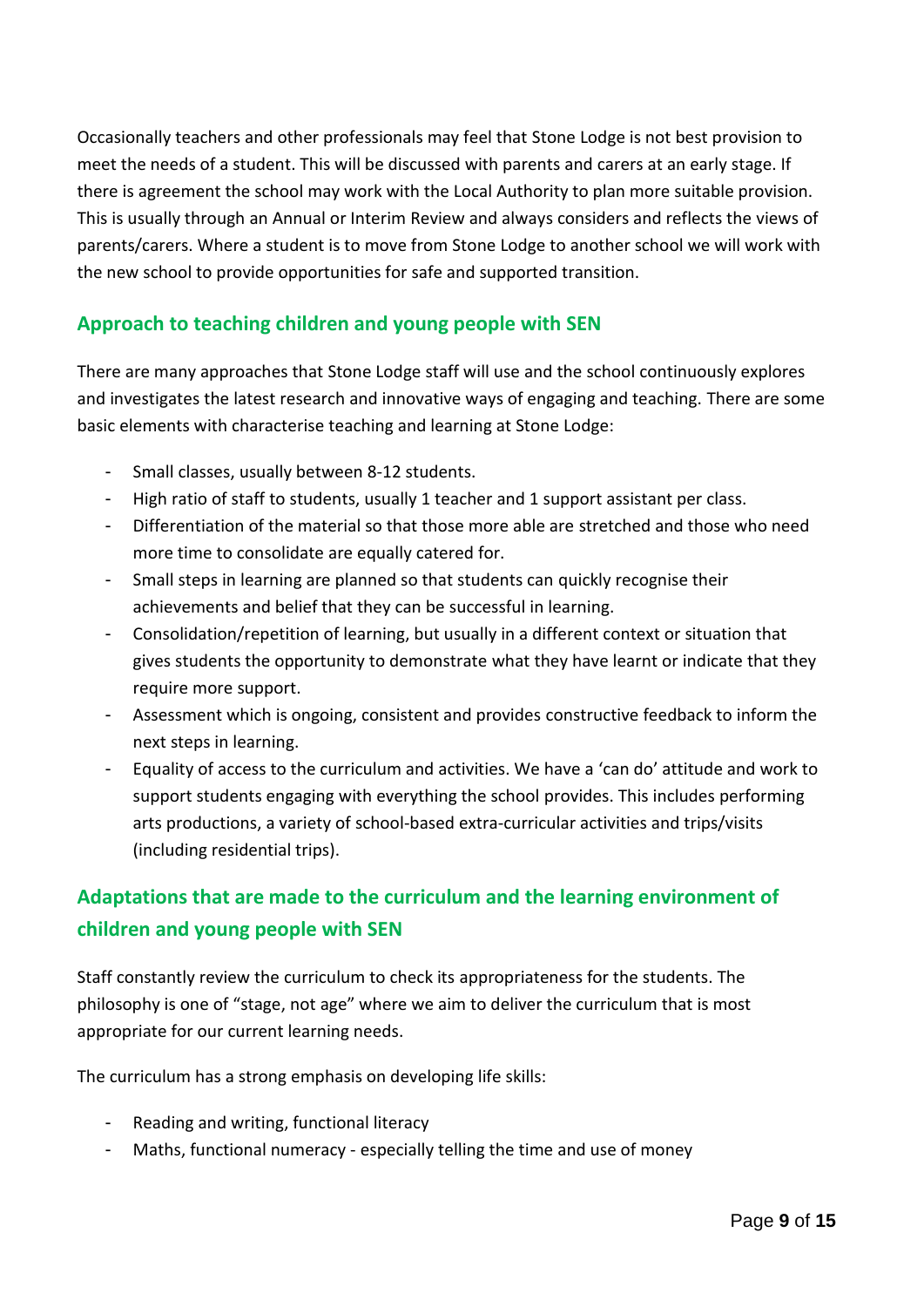Occasionally teachers and other professionals may feel that Stone Lodge is not best provision to meet the needs of a student. This will be discussed with parents and carers at an early stage. If there is agreement the school may work with the Local Authority to plan more suitable provision. This is usually through an Annual or Interim Review and always considers and reflects the views of parents/carers. Where a student is to move from Stone Lodge to another school we will work with the new school to provide opportunities for safe and supported transition.

## Approach to teaching children and young people with SEN

There are many approaches that Stone Lodge staff will use and the school continuously explores and investigates the latest research and innovative ways of engaging and teaching. There are some basic elements with characterise teaching and learning at Stone Lodge:

- Small classes, usually between 8-12 students.
- High ratio of staff to students, usually 1 teacher and 1 support assistant per class.
- Differentiation of the material so that those more able are stretched and those who need more time to consolidate are equally catered for.
- Small steps in learning are planned so that students can quickly recognise their achievements and belief that they can be successful in learning.
- Consolidation/repetition of learning, but usually in a different context or situation that gives students the opportunity to demonstrate what they have learnt or indicate that they require more support.
- Assessment which is ongoing, consistent and provides constructive feedback to inform the next steps in learning.
- Equality of access to the curriculum and activities. We have a 'can do' attitude and work to support students engaging with everything the school provides. This includes performing arts productions, a variety of school-based extra-curricular activities and trips/visits (including residential trips).

## Adaptations that are made to the curriculum and the learning environment of children and young people with SEN

Staff constantly review the curriculum to check its appropriateness for the students. The philosophy is one of "stage, not age" where we aim to deliver the curriculum that is most appropriate for our current learning needs.

The curriculum has a strong emphasis on developing life skills:

- Reading and writing, functional literacy
- Maths, functional numeracy - especially telling the time and use of money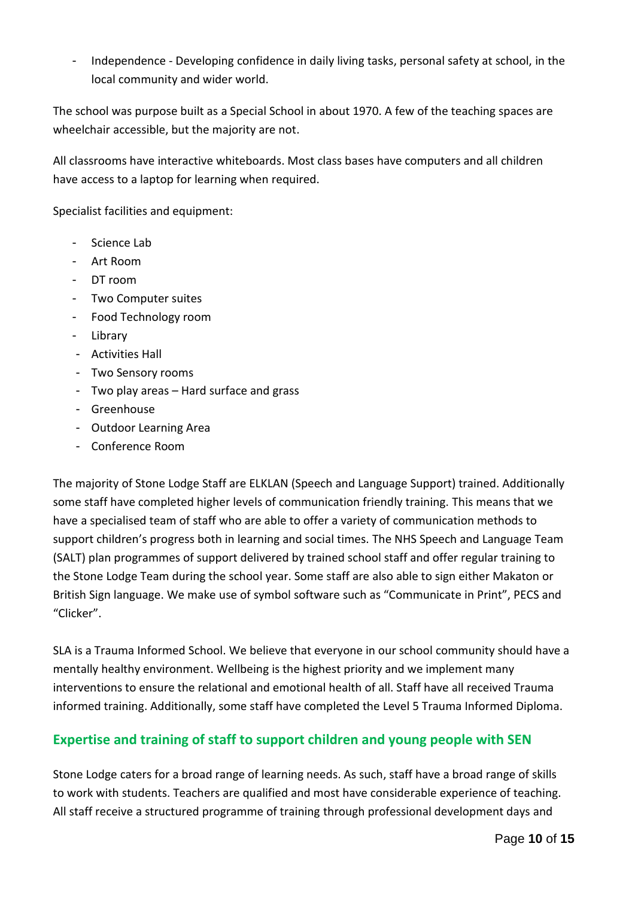- Independence - Developing confidence in daily living tasks, personal safety at school, in the local community and wider world.

The school was purpose built as a Special School in about 1970. A few of the teaching spaces are wheelchair accessible, but the majority are not.

All classrooms have interactive whiteboards. Most class bases have computers and all children have access to a laptop for learning when required.

Specialist facilities and equipment:

- Science Lab
- Art Room
- DT room
- Two Computer suites
- Food Technology room
- Library
- Activities Hall
- Two Sensory rooms
- Two play areas – Hard surface and grass
- Greenhouse
- Outdoor Learning Area
- Conference Room

The majority of Stone Lodge Staff are ELKLAN (Speech and Language Support) trained. Additionally some staff have completed higher levels of communication friendly training. This means that we have a specialised team of staff who are able to offer a variety of communication methods to support children's progress both in learning and social times. The NHS Speech and Language Team (SALT) plan programmes of support delivered by trained school staff and offer regular training to the Stone Lodge Team during the school year. Some staff are also able to sign either Makaton or British Sign language. We make use of symbol software such as "Communicate in Print", PECS and "Clicker".

SLA is a Trauma Informed School. We believe that everyone in our school community should have a mentally healthy environment. Wellbeing is the highest priority and we implement many interventions to ensure the relational and emotional health of all. Staff have all received Trauma informed training. Additionally, some staff have completed the Level 5 Trauma Informed Diploma.

## Expertise and training of staff to support children and young people with SEN

Stone Lodge caters for a broad range of learning needs. As such, staff have a broad range of skills to work with students. Teachers are qualified and most have considerable experience of teaching. All staff receive a structured programme of training through professional development days and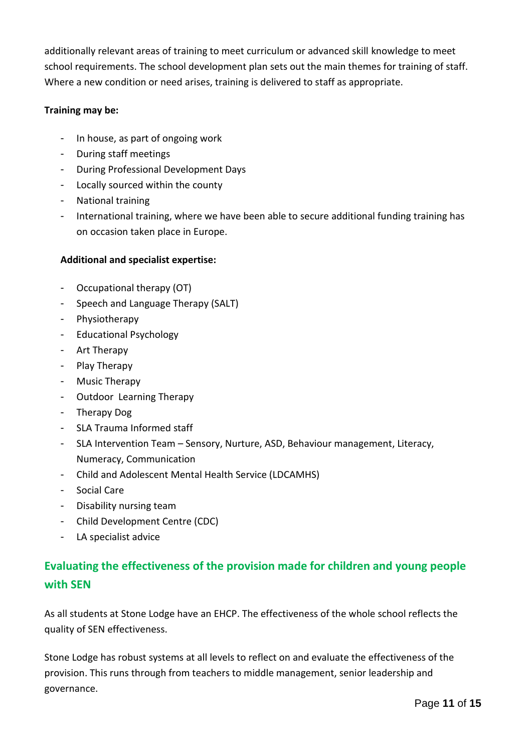additionally relevant areas of training to meet curriculum or advanced skill knowledge to meet school requirements. The school development plan sets out the main themes for training of staff. Where a new condition or need arises, training is delivered to staff as appropriate.

**Training may be:**

- In house, as part of ongoing work
- During staff meetings
- During Professional Development Days
- Locally sourced within the county
- National training
- International training, where we have been able to secure additional funding training has on occasion taken place in Europe.

**Additional and specialist expertise:**

- Occupational therapy (OT)
- Speech and Language Therapy (SALT)
- Physiotherapy
- Educational Psychology
- Art Therapy
- Play Therapy
- Music Therapy
- Outdoor Learning Therapy
- Therapy Dog
- SLA Trauma Informed staff
- SLA Intervention Team – Sensory, Nurture, ASD, Behaviour management, Literacy, Numeracy, Communication
- Child and Adolescent Mental Health Service (LDCAMHS)
- Social Care
- Disability nursing team
- Child Development Centre (CDC)
- LA specialist advice

## Evaluating the effectiveness of the provision made for children and young people with SEN

As all students at Stone Lodge have an EHCP. The effectiveness of the whole school reflects the quality of SEN effectiveness.

Stone Lodge has robust systems at all levels to reflect on and evaluate the effectiveness of the provision. This runs through from teachers to middle management, senior leadership and governance.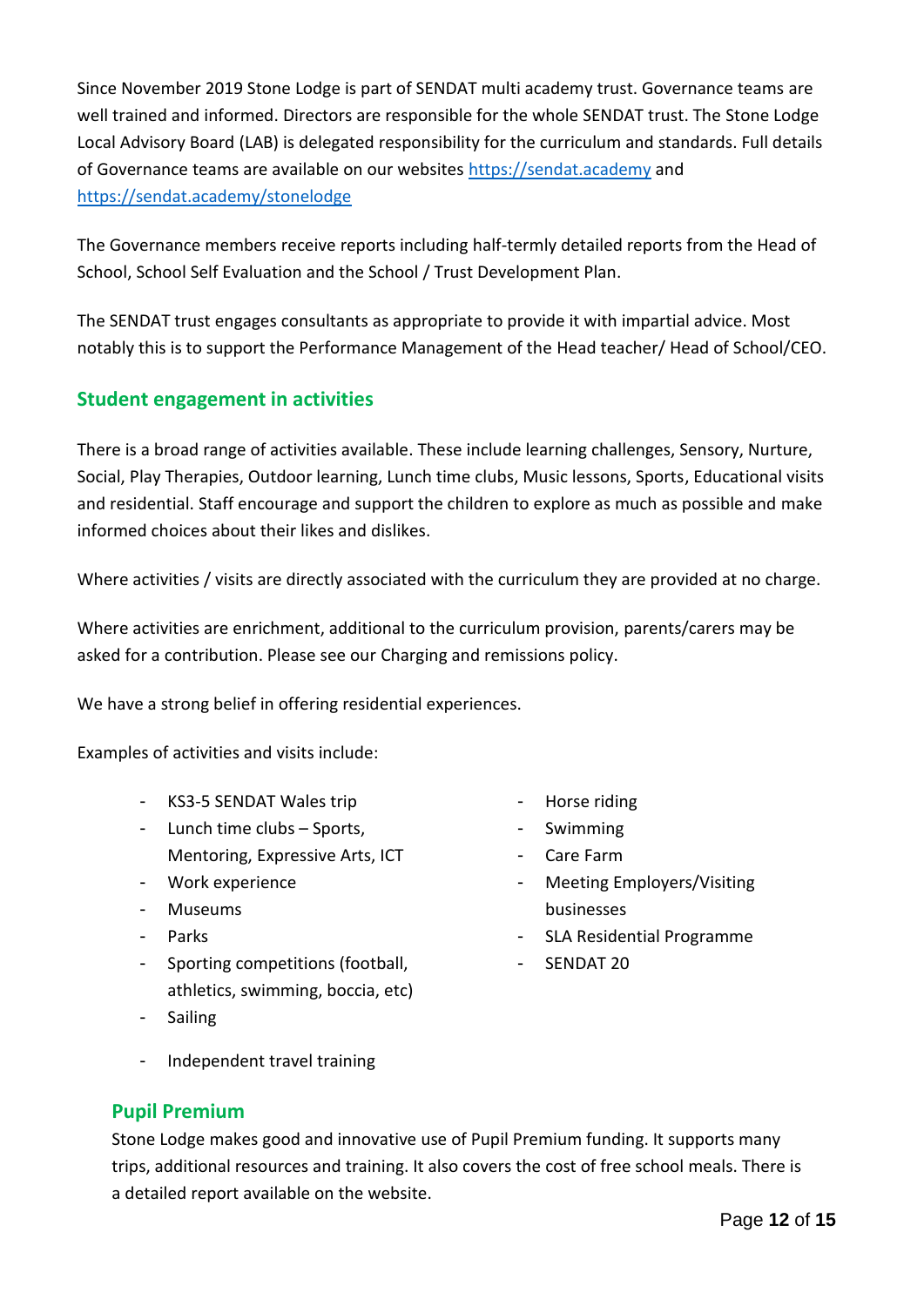Since November 2019 Stone Lodge is part of SENDAT multi academy trust. Governance teams are well trained and informed. Directors are responsible for the whole SENDAT trust. The Stone Lodge Local Advisory Board (LAB) is delegated responsibility for the curriculum and standards. Full details of Governance teams are available on our websites https://sendat.academy and https://sendat.academy/stonelodge

The Governance members receive reports including half-termly detailed reports from the Head of School, School Self Evaluation and the School / Trust Development Plan.

The SENDAT trust engages consultants as appropriate to provide it with impartial advice. Most notably this is to support the Performance Management of the Head teacher/ Head of School/CEO.

## Student engagement in activities

There is a broad range of activities available. These include learning challenges, Sensory, Nurture, Social, Play Therapies, Outdoor learning, Lunch time clubs, Music lessons, Sports, Educational visits and residential. Staff encourage and support the children to explore as much as possible and make informed choices about their likes and dislikes.

Where activities / visits are directly associated with the curriculum they are provided at no charge.

Where activities are enrichment, additional to the curriculum provision, parents/carers may be asked for a contribution. Please see our Charging and remissions policy.

We have a strong belief in offering residential experiences.

Examples of activities and visits include:

- KS3-5 SENDAT Wales trip
- Lunch time clubs – Sports, Mentoring, Expressive Arts, ICT
- Work experience
- Museums
- Parks
- Sporting competitions (football, athletics, swimming, boccia, etc)
- Sailing
- Independent travel training
- Horse riding
- Swimming
- Care Farm
- Meeting Employers/Visiting businesses
- SLA Residential Programme
- SENDAT 20

## Pupil Premium

Stone Lodge makes good and innovative use of Pupil Premium funding. It supports many trips, additional resources and training. It also covers the cost of free school meals. There is a detailed report available on the website.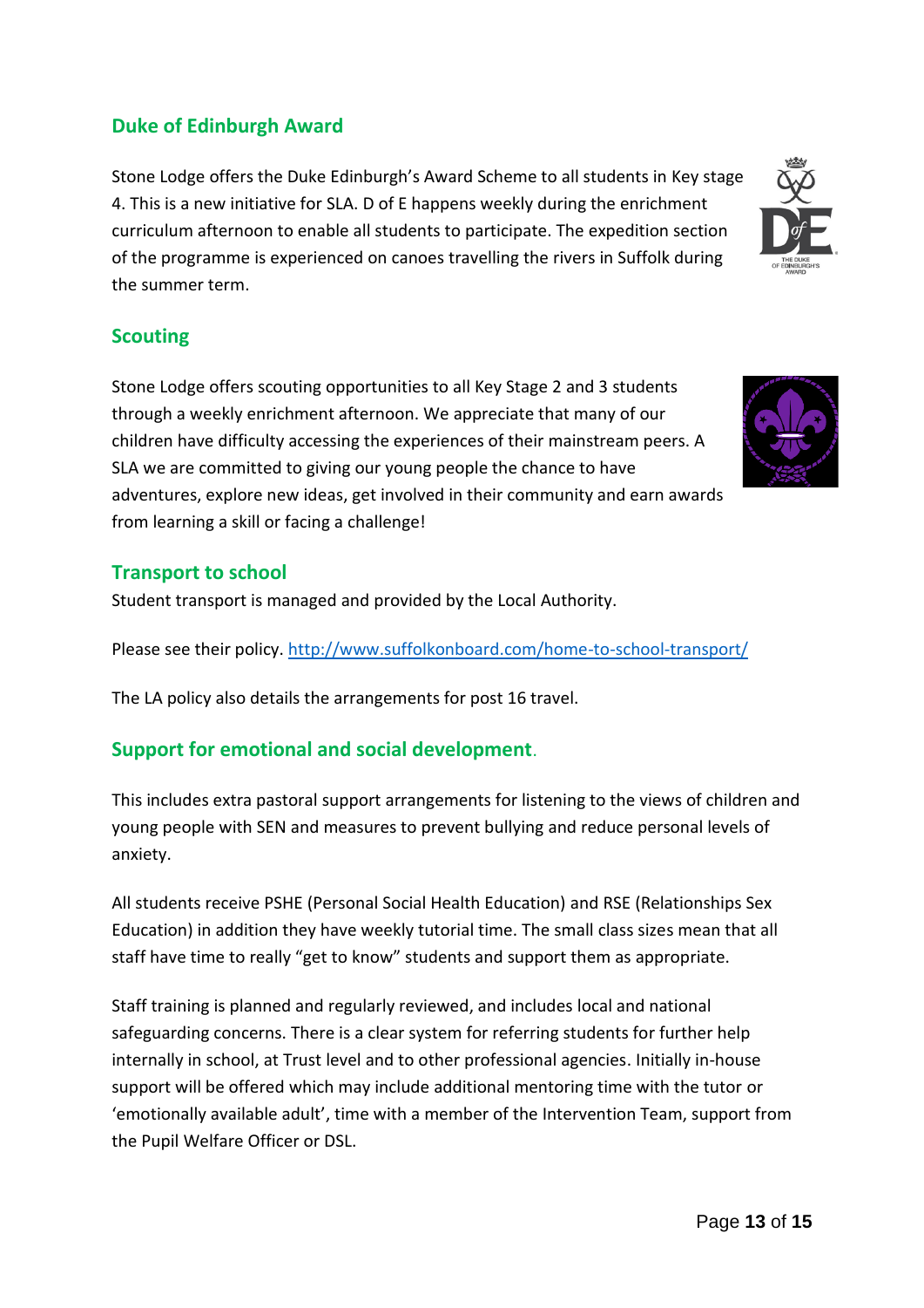## Duke of Edinburgh Award

Stone Lodge offers the Duke Edinburgh's Award Scheme to all students in Key stage 4. This is a new initiative for SLA. D of E happens weekly during the enrichment curriculum afternoon to enable all students to participate. The expedition section of the programme is experienced on canoes travelling the rivers in Suffolk during the summer term.

## Scouting

Stone Lodge offers scouting opportunities to all Key Stage 2 and 3 students through a weekly enrichment afternoon. We appreciate that many of our children have difficulty accessing the experiences of their mainstream peers. A SLA we are committed to giving our young people the chance to have adventures, explore new ideas, get involved in their community and earn awards from learning a skill or facing a challenge!

## Transport to school

Student transport is managed and provided by the Local Authority.

Please see their policy. http://www.suffolkonboard.com/home-to-school-transport/

The LA policy also details the arrangements for post 16 travel.

## Support for emotional and social development.

This includes extra pastoral support arrangements for listening to the views of children and young people with SEN and measures to prevent bullying and reduce personal levels of anxiety.

All students receive PSHE (Personal Social Health Education) and RSE (Relationships Sex Education) in addition they have weekly tutorial time. The small class sizes mean that all staff have time to really "get to know" students and support them as appropriate.

Staff training is planned and regularly reviewed, and includes local and national safeguarding concerns. There is a clear system for referring students for further help internally in school, at Trust level and to other professional agencies. Initially in-house support will be offered which may include additional mentoring time with the tutor or 'emotionally available adult', time with a member of the Intervention Team, support from the Pupil Welfare Officer or DSL.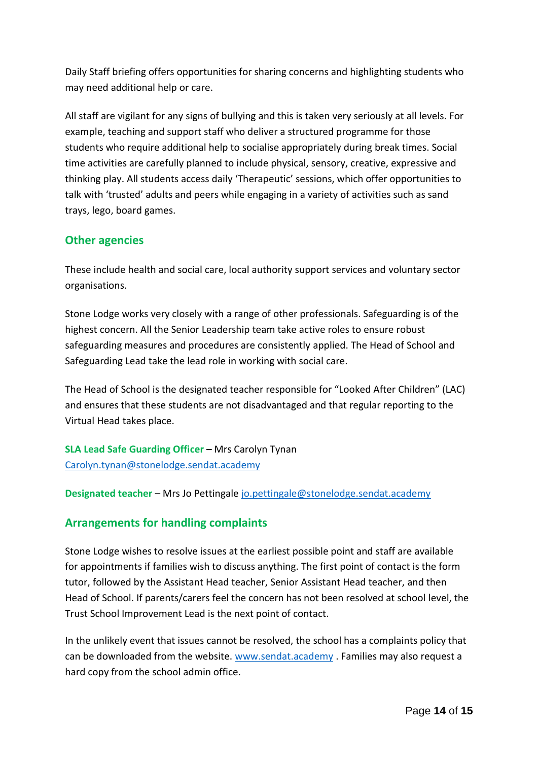Daily Staff briefing offers opportunities for sharing concerns and highlighting students who may need additional help or care.

All staff are vigilant for any signs of bullying and this is taken very seriously at all levels. For example, teaching and support staff who deliver a structured programme for those students who require additional help to socialise appropriately during break times. Social time activities are carefully planned to include physical, sensory, creative, expressive and thinking play. All students access daily 'Therapeutic' sessions, which offer opportunities to talk with 'trusted' adults and peers while engaging in a variety of activities such as sand trays, lego, board games.

## Other agencies

These include health and social care, local authority support services and voluntary sector organisations.

Stone Lodge works very closely with a range of other professionals. Safeguarding is of the highest concern. All the Senior Leadership team take active roles to ensure robust safeguarding measures and procedures are consistently applied. The Head of School and Safeguarding Lead take the lead role in working with social care.

The Head of School is the designated teacher responsible for "Looked After Children" (LAC) and ensures that these students are not disadvantaged and that regular reporting to the Virtual Head takes place.

**SLA Lead Safe Guarding Officer** – Mrs Carolyn Tynan
Carolyn.tynan@stonelodge.sendat.academy

**Designated teacher** – Mrs Jo Pettingale jo.pettingale@stonelodge.sendat.academy

## Arrangements for handling complaints

Stone Lodge wishes to resolve issues at the earliest possible point and staff are available for appointments if families wish to discuss anything. The first point of contact is the form tutor, followed by the Assistant Head teacher, Senior Assistant Head teacher, and then Head of School. If parents/carers feel the concern has not been resolved at school level, the Trust School Improvement Lead is the next point of contact.

In the unlikely event that issues cannot be resolved, the school has a complaints policy that can be downloaded from the website. www.sendat.academy . Families may also request a hard copy from the school admin office.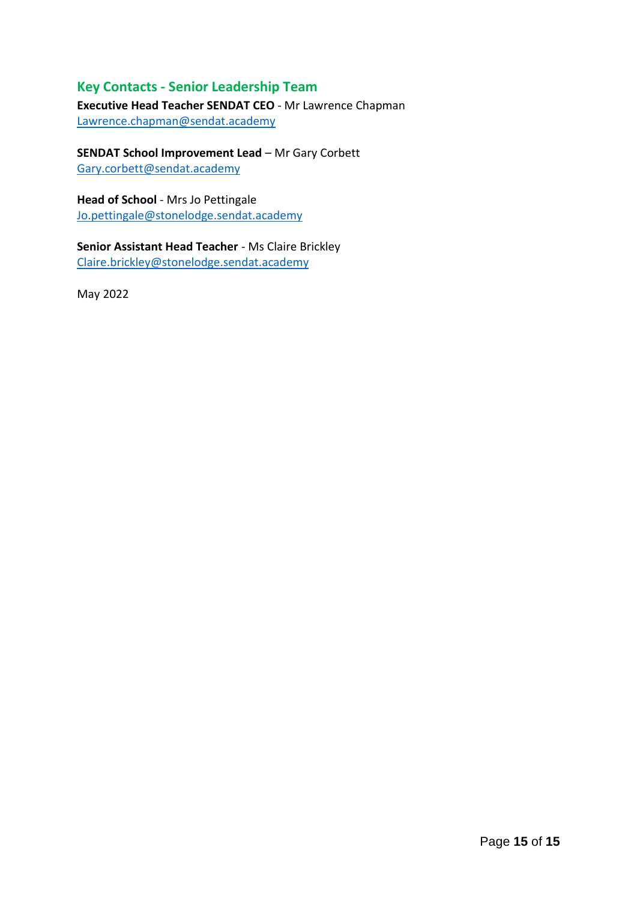## Key Contacts - Senior Leadership Team

**Executive Head Teacher SENDAT CEO** - Mr Lawrence Chapman
Lawrence.chapman@sendat.academy

**SENDAT School Improvement Lead** – Mr Gary Corbett
Gary.corbett@sendat.academy

**Head of School** - Mrs Jo Pettingale
Jo.pettingale@stonelodge.sendat.academy

**Senior Assistant Head Teacher** - Ms Claire Brickley
Claire.brickley@stonelodge.sendat.academy

May 2022